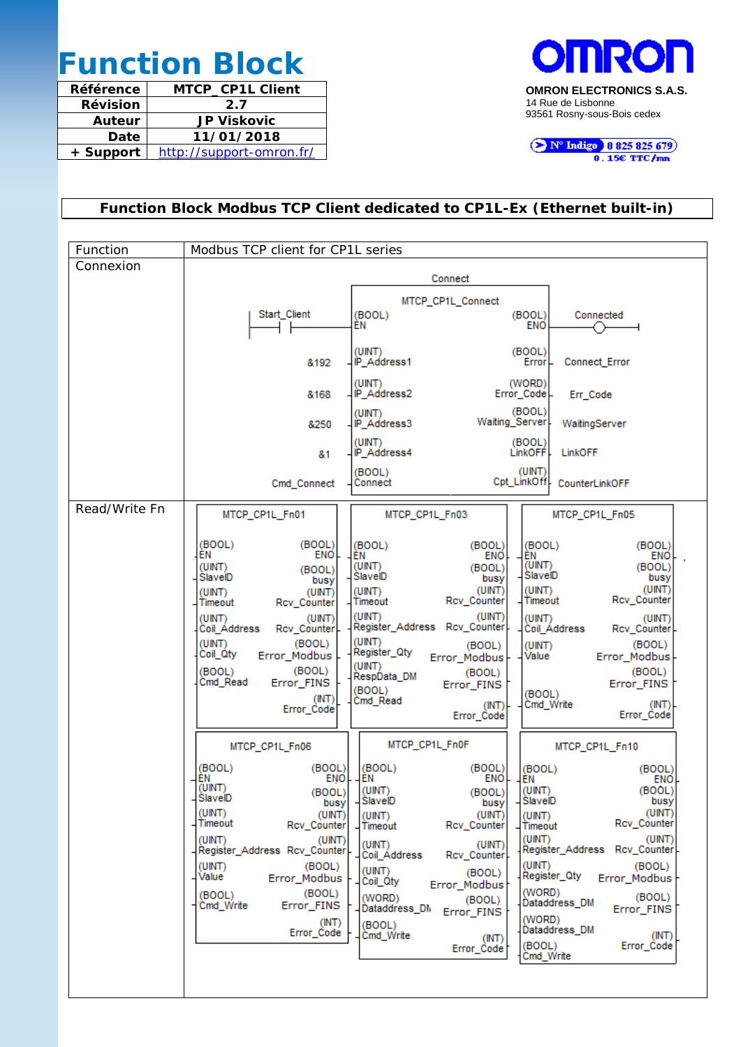# Function Block

| Référence | MTCP_CP1L Client |
|---|---|
| Révision | 2.7 |
| Auteur | JP Viskovic |
| Date | 11/01/2018 |
| + Support | http://support-omron.fr/ |

OMRON

**OMRON ELECTRONICS S.A.S.**
14 Rue de Lisbonne
93561 Rosny-sous-Bois cedex

N° Indigo 0 825 825 679
0.15€ TTC/mn

## Function Block Modbus TCP Client dedicated to CP1L-Ex (Ethernet built-in)

| Function | Modbus TCP client for CP1L series |
|---|---|
| Connexion | Connect<br>MTCP_CP1L_Connect<br>Start_Client → (BOOL) EN — (BOOL) ENO → Connected<br>&192 → (UINT) IP_Address1 — (BOOL) Error → Connect_Error<br>&168 → (UINT) IP_Address2 — (WORD) Error_Code → Err_Code<br>&250 → (UINT) IP_Address3 — (BOOL) Waiting_Server → WaitingServer<br>&1 → (UINT) IP_Address4 — (BOOL) LinkOFF → LinkOFF<br>Cmd_Connect → (BOOL) Connect — (UINT) Cpt_LinkOff → CounterLinkOFF |
| Read/Write Fn | **MTCP_CP1L_Fn01**<br>Inputs: (BOOL) EN, (UINT) SlaveID, (UINT) Timeout, (UINT) Coil_Address, (UINT) Coil_Qty, (BOOL) Cmd_Read<br>Outputs: (BOOL) ENO, (BOOL) busy, (UINT) Rcv_Counter, (UINT) Rcv_Counter, (BOOL) Error_Modbus, (BOOL) Error_FINS, (INT) Error_Code<br><br>**MTCP_CP1L_Fn03**<br>Inputs: (BOOL) EN, (UINT) SlaveID, (UINT) Timeout, (UINT) Register_Address, (UINT) Register_Qty, (UINT) RespData_DM, (BOOL) Cmd_Read<br>Outputs: (BOOL) ENO, (BOOL) busy, (UINT) Rcv_Counter, (UINT) Rcv_Counter, (BOOL) Error_Modbus, (BOOL) Error_FINS, (INT) Error_Code<br><br>**MTCP_CP1L_Fn05**<br>Inputs: (BOOL) EN, (UINT) SlaveID, (UINT) Timeout, (UINT) Coil_Address, (UINT) Value, (BOOL) Cmd_Write<br>Outputs: (BOOL) ENO, (BOOL) busy, (UINT) Rcv_Counter, (UINT) Rcv_Counter, (BOOL) Error_Modbus, (BOOL) Error_FINS, (INT) Error_Code<br><br>**MTCP_CP1L_Fn06**<br>Inputs: (BOOL) EN, (UINT) SlaveID, (UINT) Timeout, (UINT) Register_Address, (UINT) Value, (BOOL) Cmd_Write<br>Outputs: (BOOL) ENO, (BOOL) busy, (UINT) Rcv_Counter, (UINT) Rcv_Counter, (BOOL) Error_Modbus, (BOOL) Error_FINS, (INT) Error_Code<br><br>**MTCP_CP1L_Fn0F**<br>Inputs: (BOOL) EN, (UINT) SlaveID, (UINT) Timeout, (UINT) Coil_Address, (UINT) Coil_Qty, (WORD) Dataddress_DM, (BOOL) Cmd_Write<br>Outputs: (BOOL) ENO, (BOOL) busy, (UINT) Rcv_Counter, (UINT) Rcv_Counter, (BOOL) Error_Modbus, (BOOL) Error_FINS, (INT) Error_Code<br><br>**MTCP_CP1L_Fn10**<br>Inputs: (BOOL) EN, (UINT) SlaveID, (UINT) Timeout, (UINT) Register_Address, (UINT) Register_Qty, (WORD) Dataddress_DM, (WORD) Dataddress_DM, (BOOL) Cmd_Write<br>Outputs: (BOOL) ENO, (BOOL) busy, (UINT) Rcv_Counter, (UINT) Rcv_Counter, (BOOL) Error_Modbus, (BOOL) Error_FINS, (INT) Error_Code |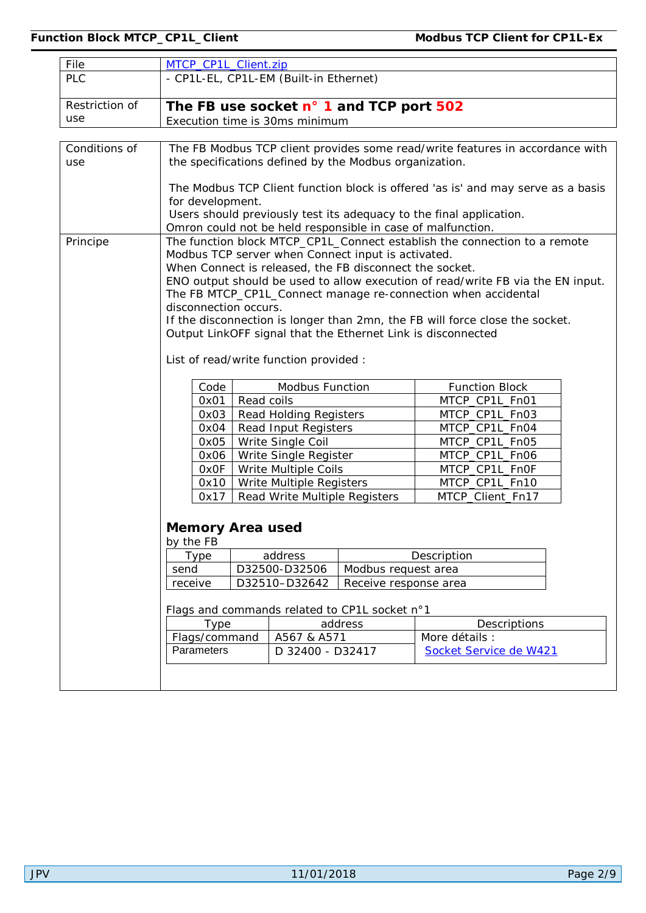| File | MTCP_CP1L_Client.zip |
| --- | --- |
| PLC | - CP1L-EL, CP1L-EM (Built-in Ethernet) |
| Restriction of use | **The FB use socket n° 1 and TCP port 502**<br>Execution time is 30ms minimum |

**Conditions of use**

The FB Modbus TCP client provides some read/write features in accordance with the specifications defined by the Modbus organization.

The Modbus TCP Client function block is offered 'as is' and may serve as a basis for development.
Users should previously test its adequacy to the final application.
Omron could not be held responsible in case of malfunction.

**Principe**

The function block MTCP_CP1L_Connect establish the connection to a remote Modbus TCP server when Connect input is activated.
When Connect is released, the FB disconnect the socket.
ENO output should be used to allow execution of read/write FB via the EN input.
The FB MTCP_CP1L_Connect manage re-connection when accidental disconnection occurs.
If the disconnection is longer than 2mn, the FB will force close the socket.
Output LinkOFF signal that the Ethernet Link is disconnected

List of read/write function provided :

| Code | Modbus Function | Function Block |
| --- | --- | --- |
| 0x01 | Read coils | MTCP_CP1L_Fn01 |
| 0x03 | Read Holding Registers | MTCP_CP1L_Fn03 |
| 0x04 | Read Input Registers | MTCP_CP1L_Fn04 |
| 0x05 | Write Single Coil | MTCP_CP1L_Fn05 |
| 0x06 | Write Single Register | MTCP_CP1L_Fn06 |
| 0x0F | Write Multiple Coils | MTCP_CP1L_Fn0F |
| 0x10 | Write Multiple Registers | MTCP_CP1L_Fn10 |
| 0x17 | Read Write Multiple Registers | MTCP_Client_Fn17 |

## Memory Area used

by the FB

| Type | address | Description |
| --- | --- | --- |
| send | D32500-D32506 | Modbus request area |
| receive | D32510–D32642 | Receive response area |

Flags and commands related to CP1L socket n°1

| Type | address | Descriptions |
| --- | --- | --- |
| Flags/command | A567 & A571 | More détails :<br>Socket Service de W421 |
| Parameters | D 32400 - D32417 | |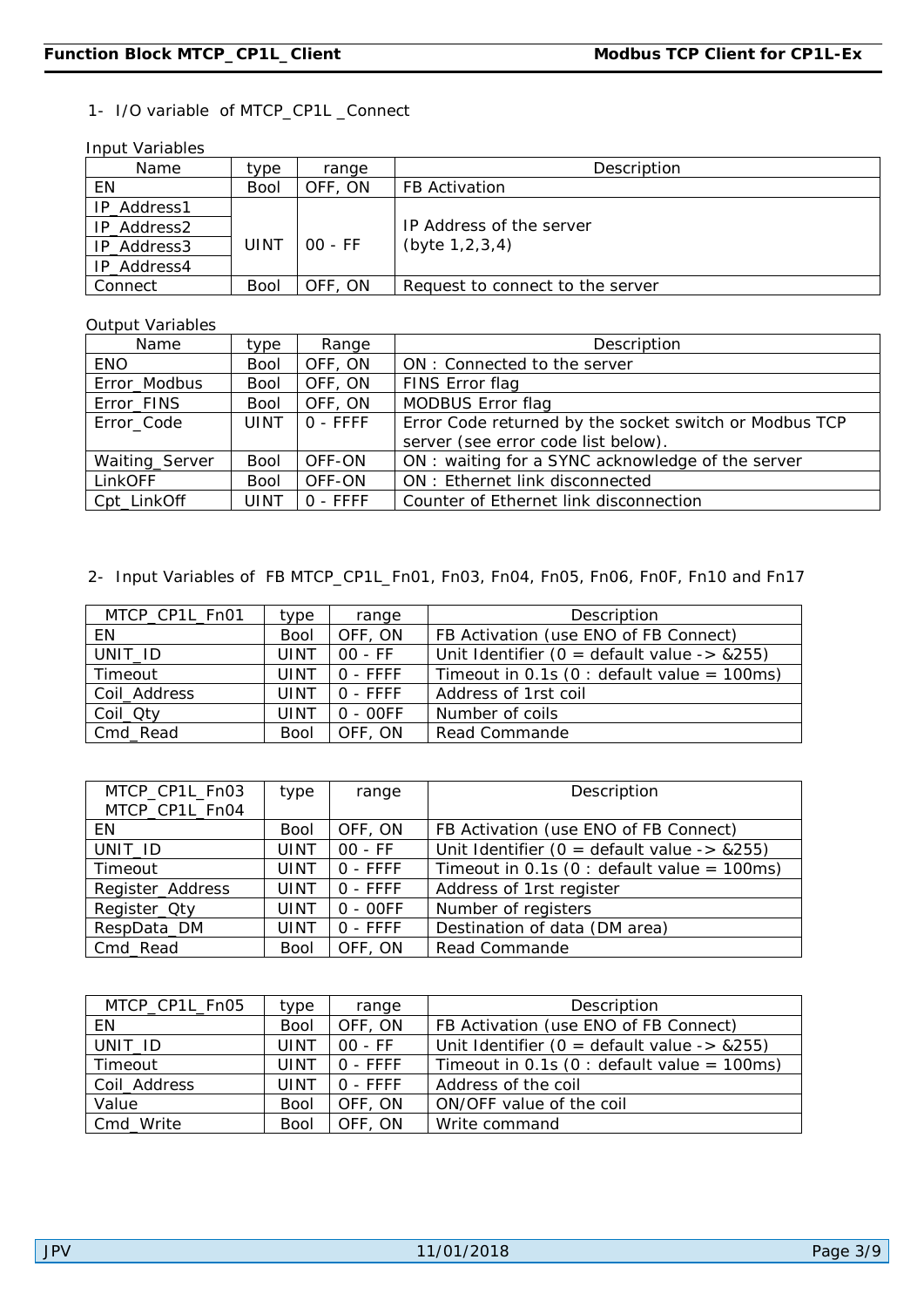1- I/O variable of MTCP_CP1L _Connect

Input Variables

| Name | type | range | Description |
|---|---|---|---|
| EN | Bool | OFF, ON | FB Activation |
| IP_Address1<br>IP_Address2<br>IP_Address3<br>IP_Address4 | UINT | 00 - FF | IP Address of the server<br>(byte 1,2,3,4) |
| Connect | Bool | OFF, ON | Request to connect to the server |

Output Variables

| Name | type | Range | Description |
|---|---|---|---|
| ENO | Bool | OFF, ON | ON : Connected to the server |
| Error_Modbus | Bool | OFF, ON | FINS Error flag |
| Error_FINS | Bool | OFF, ON | MODBUS Error flag |
| Error_Code | UINT | 0 - FFFF | Error Code returned by the socket switch or Modbus TCP server (see error code list below). |
| Waiting_Server | Bool | OFF-ON | ON : waiting for a SYNC acknowledge of the server |
| LinkOFF | Bool | OFF-ON | ON : Ethernet link disconnected |
| Cpt_LinkOff | UINT | 0 - FFFF | Counter of Ethernet link disconnection |

2- Input Variables of FB MTCP_CP1L_Fn01, Fn03, Fn04, Fn05, Fn06, Fn0F, Fn10 and Fn17

| MTCP_CP1L_Fn01 | type | range | Description |
|---|---|---|---|
| EN | Bool | OFF, ON | FB Activation (use ENO of FB Connect) |
| UNIT_ID | UINT | 00 - FF | Unit Identifier (0 = default value -> &255) |
| Timeout | UINT | 0 - FFFF | Timeout in 0.1s (0 : default value = 100ms) |
| Coil_Address | UINT | 0 - FFFF | Address of 1rst coil |
| Coil_Qty | UINT | 0 - 00FF | Number of coils |
| Cmd_Read | Bool | OFF, ON | Read Commande |

| MTCP_CP1L_Fn03<br>MTCP_CP1L_Fn04 | type | range | Description |
|---|---|---|---|
| EN | Bool | OFF, ON | FB Activation (use ENO of FB Connect) |
| UNIT_ID | UINT | 00 - FF | Unit Identifier (0 = default value -> &255) |
| Timeout | UINT | 0 - FFFF | Timeout in 0.1s (0 : default value = 100ms) |
| Register_Address | UINT | 0 - FFFF | Address of 1rst register |
| Register_Qty | UINT | 0 - 00FF | Number of registers |
| RespData_DM | UINT | 0 - FFFF | Destination of data (DM area) |
| Cmd_Read | Bool | OFF, ON | Read Commande |

| MTCP_CP1L_Fn05 | type | range | Description |
|---|---|---|---|
| EN | Bool | OFF, ON | FB Activation (use ENO of FB Connect) |
| UNIT_ID | UINT | 00 - FF | Unit Identifier (0 = default value -> &255) |
| Timeout | UINT | 0 - FFFF | Timeout in 0.1s (0 : default value = 100ms) |
| Coil_Address | UINT | 0 - FFFF | Address of the coil |
| Value | Bool | OFF, ON | ON/OFF value of the coil |
| Cmd_Write | Bool | OFF, ON | Write command |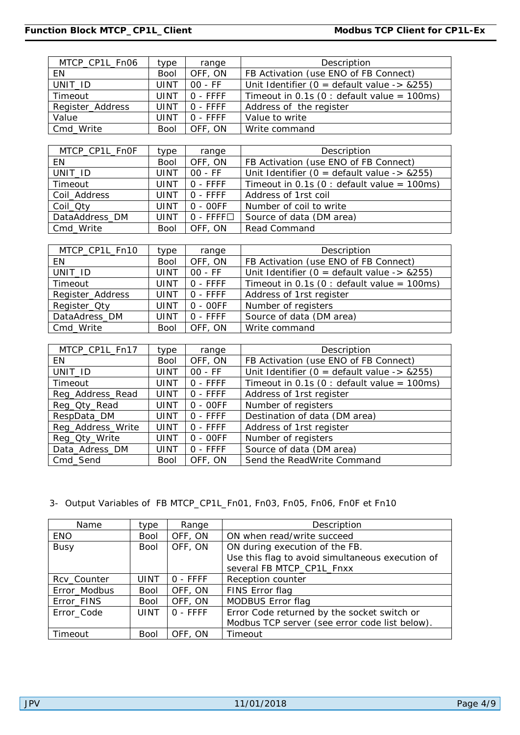| MTCP_CP1L_Fn06 | type | range | Description |
|---|---|---|---|
| EN | Bool | OFF, ON | FB Activation (use ENO of FB Connect) |
| UNIT_ID | UINT | 00 - FF | Unit Identifier (0 = default value -> &255) |
| Timeout | UINT | 0 - FFFF | Timeout in 0.1s (0 : default value = 100ms) |
| Register_Address | UINT | 0 - FFFF | Address of  the register |
| Value | UINT | 0 - FFFF | Value to write |
| Cmd_Write | Bool | OFF, ON | Write command |

| MTCP_CP1L_Fn0F | type | range | Description |
|---|---|---|---|
| EN | Bool | OFF, ON | FB Activation (use ENO of FB Connect) |
| UNIT_ID | UINT | 00 - FF | Unit Identifier (0 = default value -> &255) |
| Timeout | UINT | 0 - FFFF | Timeout in 0.1s (0 : default value = 100ms) |
| Coil_Address | UINT | 0 - FFFF | Address of 1rst coil |
| Coil_Qty | UINT | 0 - 00FF | Number of coil to write |
| DataAddress_DM | UINT | 0 - FFFF□ | Source of data (DM area) |
| Cmd_Write | Bool | OFF, ON | Read Command |

| MTCP_CP1L_Fn10 | type | range | Description |
|---|---|---|---|
| EN | Bool | OFF, ON | FB Activation (use ENO of FB Connect) |
| UNIT_ID | UINT | 00 - FF | Unit Identifier (0 = default value -> &255) |
| Timeout | UINT | 0 - FFFF | Timeout in 0.1s (0 : default value = 100ms) |
| Register_Address | UINT | 0 - FFFF | Address of 1rst register |
| Register_Qty | UINT | 0 - 00FF | Number of registers |
| DataAdress_DM | UINT | 0 - FFFF | Source of data (DM area) |
| Cmd_Write | Bool | OFF, ON | Write command |

| MTCP_CP1L_Fn17 | type | range | Description |
|---|---|---|---|
| EN | Bool | OFF, ON | FB Activation (use ENO of FB Connect) |
| UNIT_ID | UINT | 00 - FF | Unit Identifier (0 = default value -> &255) |
| Timeout | UINT | 0 - FFFF | Timeout in 0.1s (0 : default value = 100ms) |
| Reg_Address_Read | UINT | 0 - FFFF | Address of 1rst register |
| Reg_Qty_Read | UINT | 0 - 00FF | Number of registers |
| RespData_DM | UINT | 0 - FFFF | Destination of data (DM area) |
| Reg_Address_Write | UINT | 0 - FFFF | Address of 1rst register |
| Reg_Qty_Write | UINT | 0 - 00FF | Number of registers |
| Data_Adress_DM | UINT | 0 - FFFF | Source of data (DM area) |
| Cmd_Send | Bool | OFF, ON | Send the ReadWrite Command |

3- Output Variables of FB MTCP_CP1L_Fn01, Fn03, Fn05, Fn06, Fn0F et Fn10

| Name | type | Range | Description |
|---|---|---|---|
| ENO | Bool | OFF, ON | ON when read/write succeed |
| Busy | Bool | OFF, ON | ON during execution of the FB. Use this flag to avoid simultaneous execution of several FB MTCP_CP1L_Fnxx |
| Rcv_Counter | UINT | 0 - FFFF | Reception counter |
| Error_Modbus | Bool | OFF, ON | FINS Error flag |
| Error_FINS | Bool | OFF, ON | MODBUS Error flag |
| Error_Code | UINT | 0 - FFFF | Error Code returned by the socket switch or Modbus TCP server (see error code list below). |
| Timeout | Bool | OFF, ON | Timeout |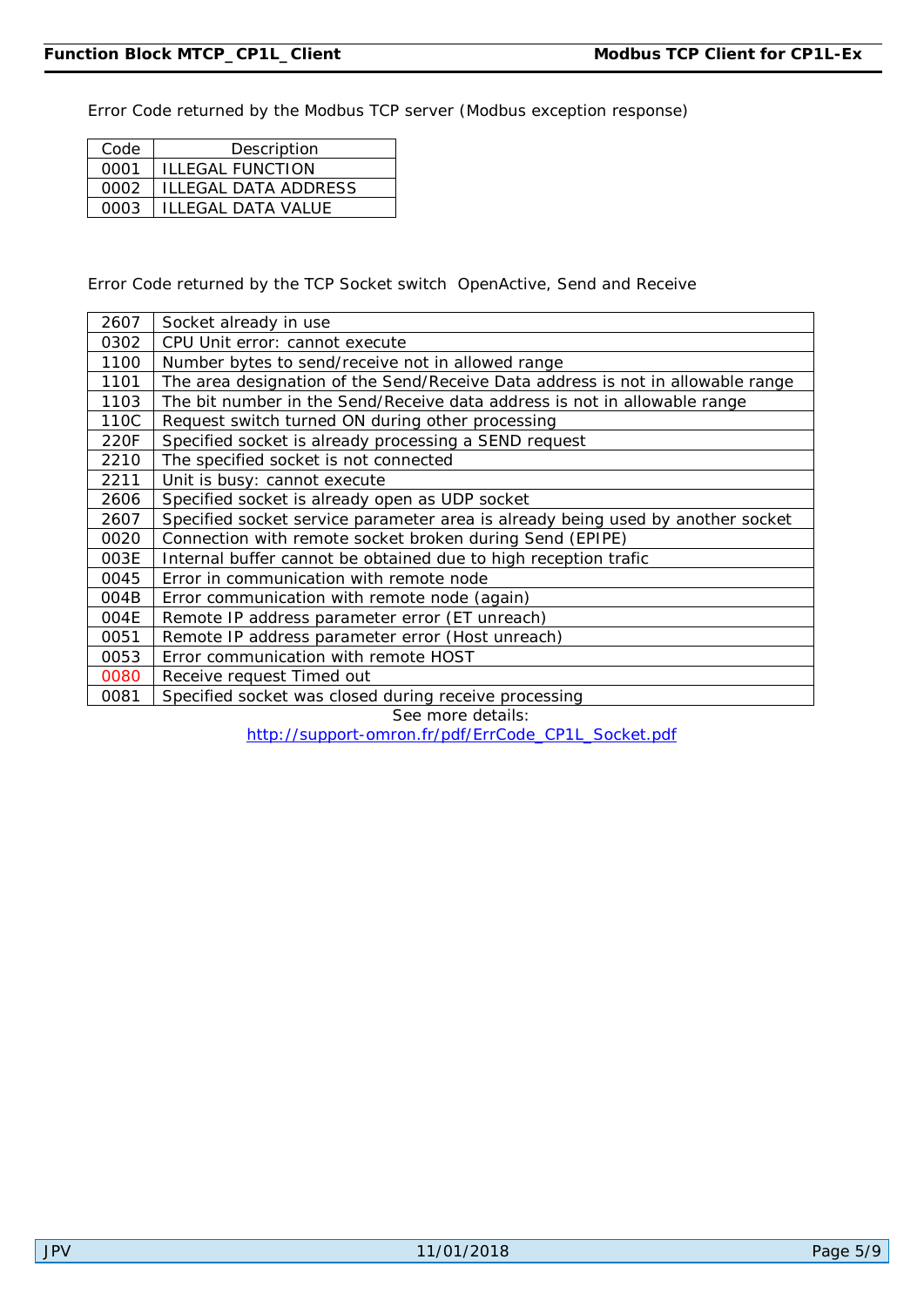Error Code returned by the Modbus TCP server (Modbus exception response)

| Code | Description |
| --- | --- |
| 0001 | ILLEGAL FUNCTION |
| 0002 | ILLEGAL DATA ADDRESS |
| 0003 | ILLEGAL DATA VALUE |

Error Code returned by the TCP Socket switch  OpenActive, Send and Receive

| | |
| --- | --- |
| 2607 | Socket already in use |
| 0302 | CPU Unit error: cannot execute |
| 1100 | Number bytes to send/receive not in allowed range |
| 1101 | The area designation of the Send/Receive Data address is not in allowable range |
| 1103 | The bit number in the Send/Receive data address is not in allowable range |
| 110C | Request switch turned ON during other processing |
| 220F | Specified socket is already processing a SEND request |
| 2210 | The specified socket is not connected |
| 2211 | Unit is busy: cannot execute |
| 2606 | Specified socket is already open as UDP socket |
| 2607 | Specified socket service parameter area is already being used by another socket |
| 0020 | Connection with remote socket broken during Send (EPIPE) |
| 003E | Internal buffer cannot be obtained due to high reception trafic |
| 0045 | Error in communication with remote node |
| 004B | Error communication with remote node (again) |
| 004E | Remote IP address parameter error (ET unreach) |
| 0051 | Remote IP address parameter error (Host unreach) |
| 0053 | Error communication with remote HOST |
| 0080 | Receive request Timed out |
| 0081 | Specified socket was closed during receive processing |

See more details:

http://support-omron.fr/pdf/ErrCode_CP1L_Socket.pdf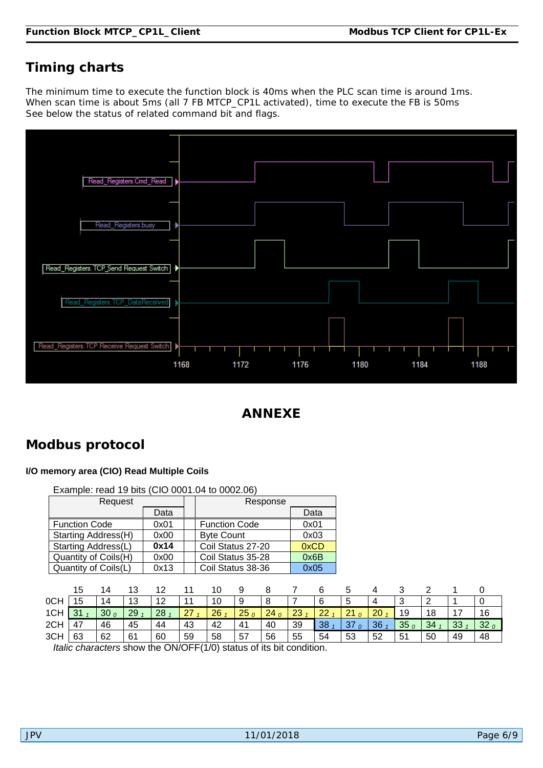## Timing charts

The minimum time to execute the function block is 40ms when the PLC scan time is around 1ms.
When scan time is about 5ms (all 7 FB MTCP_CP1L activated), time to execute the FB is 50ms
See below the status of related command bit and flags.

# ANNEXE

## Modbus protocol

### I/O memory area (CIO) Read Multiple Coils

Example: read 19 bits (CIO 0001.04 to 0002.06)

| Request | Data | | Response | Data |
|---|---|---|---|---|
| Function Code | 0x01 | | Function Code | 0x01 |
| Starting Address(H) | 0x00 | | Byte Count | 0x03 |
| Starting Address(L) | **0x14** | | Coil Status 27-20 | 0xCD |
| Quantity of Coils(H) | 0x00 | | Coil Status 35-28 | 0x6B |
| Quantity of Coils(L) | 0x13 | | Coil Status 38-36 | 0x05 |

| | 15 | 14 | 13 | 12 | 11 | 10 | 9 | 8 | 7 | 6 | 5 | 4 | 3 | 2 | 1 | 0 |
|---|---|---|---|---|---|---|---|---|---|---|---|---|---|---|---|---|
| 0CH | 15 | 14 | 13 | 12 | 11 | 10 | 9 | 8 | 7 | 6 | 5 | 4 | 3 | 2 | 1 | 0 |
| 1CH | 31 *1* | 30 *0* | 29 *1* | 28 *1* | 27 *1* | 26 *1* | 25 *0* | 24 *0* | 23 *1* | 22 *1* | 21 *0* | 20 *1* | 19 | 18 | 17 | 16 |
| 2CH | 47 | 46 | 45 | 44 | 43 | 42 | 41 | 40 | 39 | 38 *1* | 37 *0* | 36 *1* | 35 *0* | 34 *1* | 33 *1* | 32 *0* |
| 3CH | 63 | 62 | 61 | 60 | 59 | 58 | 57 | 56 | 55 | 54 | 53 | 52 | 51 | 50 | 49 | 48 |

*Italic characters* show the ON/OFF(1/0) status of its bit condition.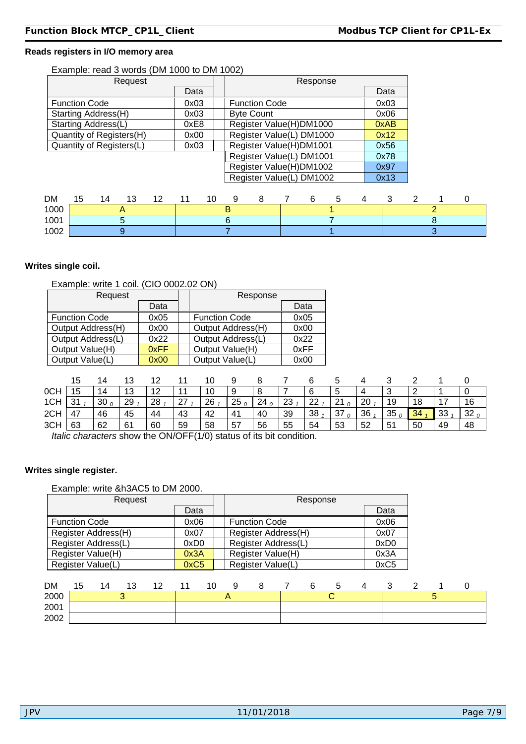**Reads registers in I/O memory area**

Example: read 3 words (DM 1000 to DM 1002)

| Request | Data | | Response | Data |
|---|---|---|---|---|
| Function Code | 0x03 | | Function Code | 0x03 |
| Starting Address(H) | 0x03 | | Byte Count | 0x06 |
| Starting Address(L) | 0xE8 | | Register Value(H)DM1000 | 0xAB |
| Quantity of Registers(H) | 0x00 | | Register Value(L) DM1000 | 0x12 |
| Quantity of Registers(L) | 0x03 | | Register Value(H)DM1001 | 0x56 |
| | | | Register Value(L) DM1001 | 0x78 |
| | | | Register Value(H)DM1002 | 0x97 |
| | | | Register Value(L) DM1002 | 0x13 |

| DM | 15–12 | 11–8 | 7–4 | 3–0 |
|---|---|---|---|---|
| 1000 | A | B | 1 | 2 |
| 1001 | 5 | 6 | 7 | 8 |
| 1002 | 9 | 7 | 1 | 3 |

**Writes single coil.**

Example: write 1 coil. (CIO 0002.02 ON)

| Request | Data | | Response | Data |
|---|---|---|---|---|
| Function Code | 0x05 | | Function Code | 0x05 |
| Output Address(H) | 0x00 | | Output Address(H) | 0x00 |
| Output Address(L) | 0x22 | | Output Address(L) | 0x22 |
| Output Value(H) | 0xFF | | Output Value(H) | 0xFF |
| Output Value(L) | 0x00 | | Output Value(L) | 0x00 |

| | 15 | 14 | 13 | 12 | 11 | 10 | 9 | 8 | 7 | 6 | 5 | 4 | 3 | 2 | 1 | 0 |
|---|---|---|---|---|---|---|---|---|---|---|---|---|---|---|---|---|
| 0CH | 15 | 14 | 13 | 12 | 11 | 10 | 9 | 8 | 7 | 6 | 5 | 4 | 3 | 2 | 1 | 0 |
| 1CH | 31 *1* | 30 *0* | 29 *1* | 28 *1* | 27 *1* | 26 *1* | 25 *0* | 24 *0* | 23 *1* | 22 *1* | 21 *0* | 20 *1* | 19 | 18 | 17 | 16 |
| 2CH | 47 | 46 | 45 | 44 | 43 | 42 | 41 | 40 | 39 | 38 *1* | 37 *0* | 36 *1* | 35 *0* | 34 *1* | 33 *1* | 32 *0* |
| 3CH | 63 | 62 | 61 | 60 | 59 | 58 | 57 | 56 | 55 | 54 | 53 | 52 | 51 | 50 | 49 | 48 |

*Italic characters* show the ON/OFF(1/0) status of its bit condition.

**Writes single register.**

Example: write &h3AC5 to DM 2000.

| Request | Data | | Response | Data |
|---|---|---|---|---|
| Function Code | 0x06 | | Function Code | 0x06 |
| Register Address(H) | 0x07 | | Register Address(H) | 0x07 |
| Register Address(L) | 0xD0 | | Register Address(L) | 0xD0 |
| Register Value(H) | 0x3A | | Register Value(H) | 0x3A |
| Register Value(L) | 0xC5 | | Register Value(L) | 0xC5 |

| DM | 15–12 | 11–8 | 7–4 | 3–0 |
|---|---|---|---|---|
| 2000 | 3 | A | C | 5 |
| 2001 | | | | |
| 2002 | | | | |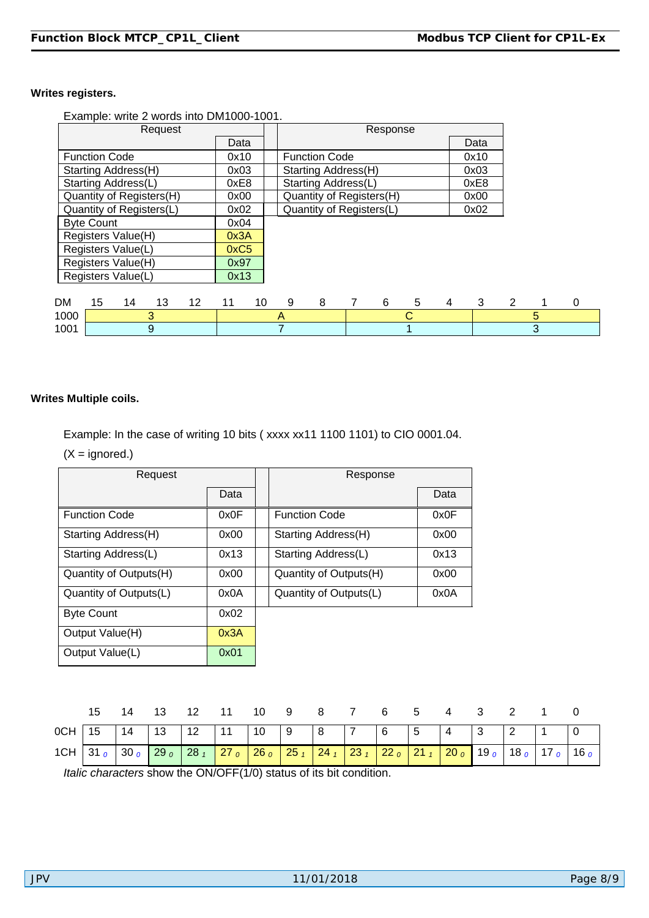**Writes registers.**

Example: write 2 words into DM1000-1001.

| Request | Data | | Response | Data |
|---|---|---|---|---|
| Function Code | 0x10 | | Function Code | 0x10 |
| Starting Address(H) | 0x03 | | Starting Address(H) | 0x03 |
| Starting Address(L) | 0xE8 | | Starting Address(L) | 0xE8 |
| Quantity of Registers(H) | 0x00 | | Quantity of Registers(H) | 0x00 |
| Quantity of Registers(L) | 0x02 | | Quantity of Registers(L) | 0x02 |
| Byte Count | 0x04 | | | |
| Registers Value(H) | 0x3A | | | |
| Registers Value(L) | 0xC5 | | | |
| Registers Value(H) | 0x97 | | | |
| Registers Value(L) | 0x13 | | | |

| DM | 15–12 | 11–8 | 7–4 | 3–0 |
|---|---|---|---|---|
| 1000 | 3 | A | C | 5 |
| 1001 | 9 | 7 | 1 | 3 |

**Writes Multiple coils.**

Example: In the case of writing 10 bits ( xxxx xx11 1100 1101) to CIO 0001.04.

(X = ignored.)

| Request | Data | | Response | Data |
|---|---|---|---|---|
| Function Code | 0x0F | | Function Code | 0x0F |
| Starting Address(H) | 0x00 | | Starting Address(H) | 0x00 |
| Starting Address(L) | 0x13 | | Starting Address(L) | 0x13 |
| Quantity of Outputs(H) | 0x00 | | Quantity of Outputs(H) | 0x00 |
| Quantity of Outputs(L) | 0x0A | | Quantity of Outputs(L) | 0x0A |
| Byte Count | 0x02 | | | |
| Output Value(H) | 0x3A | | | |
| Output Value(L) | 0x01 | | | |

| | 15 | 14 | 13 | 12 | 11 | 10 | 9 | 8 | 7 | 6 | 5 | 4 | 3 | 2 | 1 | 0 |
|---|---|---|---|---|---|---|---|---|---|---|---|---|---|---|---|---|
| 0CH | 15 | 14 | 13 | 12 | 11 | 10 | 9 | 8 | 7 | 6 | 5 | 4 | 3 | 2 | 1 | 0 |
| 1CH | 31 *0* | 30 *0* | 29 *0* | 28 *1* | 27 *0* | 26 *0* | 25 *1* | 24 *1* | 23 *1* | 22 *0* | 21 *1* | 20 *0* | 19 *0* | 18 *0* | 17 *0* | 16 *0* |

*Italic characters* show the ON/OFF(1/0) status of its bit condition.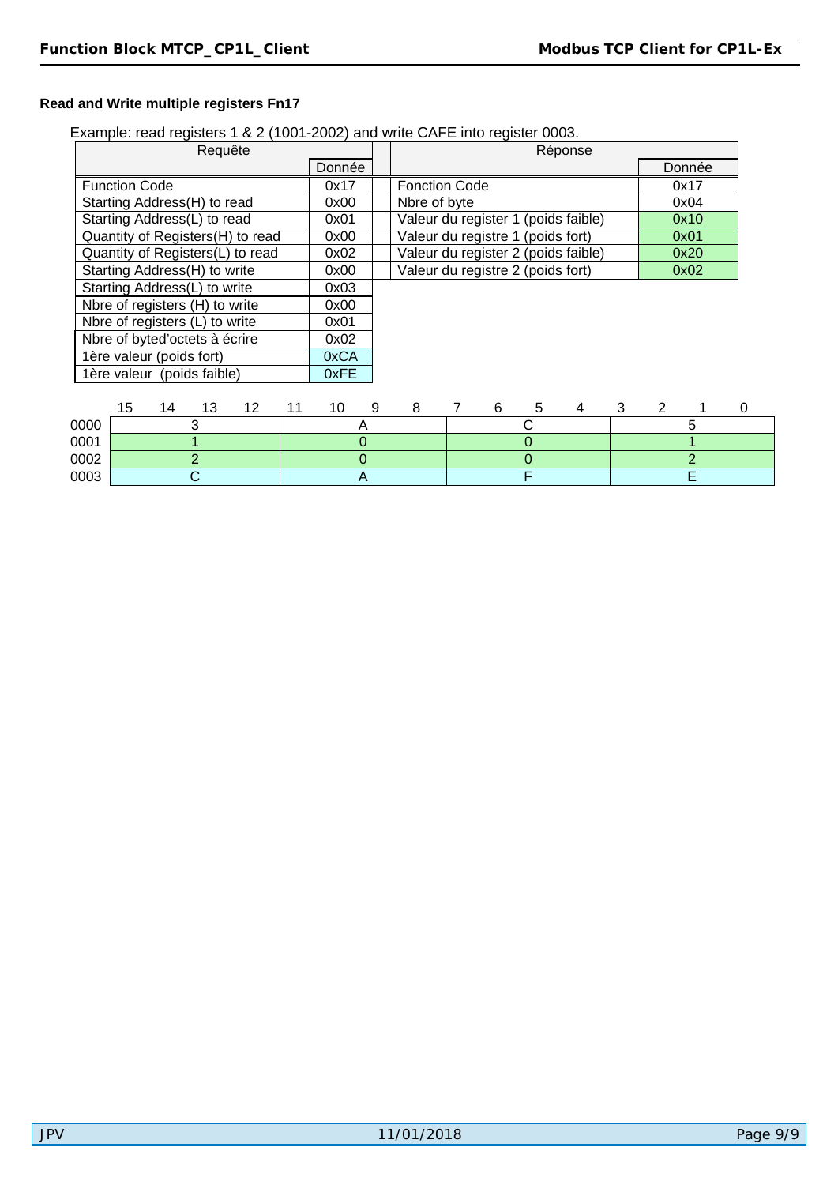### Read and Write multiple registers Fn17

Example: read registers 1 & 2 (1001-2002) and write CAFE into register 0003.

| Requête | Donnée |
|---|---|
| Function Code | 0x17 |
| Starting Address(H) to read | 0x00 |
| Starting Address(L) to read | 0x01 |
| Quantity of Registers(H) to read | 0x00 |
| Quantity of Registers(L) to read | 0x02 |
| Starting Address(H) to write | 0x00 |
| Starting Address(L) to write | 0x03 |
| Nbre of registers (H) to write | 0x00 |
| Nbre of registers (L) to write | 0x01 |
| Nbre of byted'octets à écrire | 0x02 |
| 1ère valeur (poids fort) | 0xCA |
| 1ère valeur  (poids faible) | 0xFE |

| Réponse | Donnée |
|---|---|
| Fonction Code | 0x17 |
| Nbre of byte | 0x04 |
| Valeur du register 1 (poids faible) | 0x10 |
| Valeur du registre 1 (poids fort) | 0x01 |
| Valeur du register 2 (poids faible) | 0x20 |
| Valeur du registre 2 (poids fort) | 0x02 |

| | 15 14 13 12 | 11 10 9 8 | 7 6 5 4 | 3 2 1 0 |
|---|---|---|---|---|
| 0000 | 3 | A | C | 5 |
| 0001 | 1 | 0 | 0 | 1 |
| 0002 | 2 | 0 | 0 | 2 |
| 0003 | C | A | F | E |